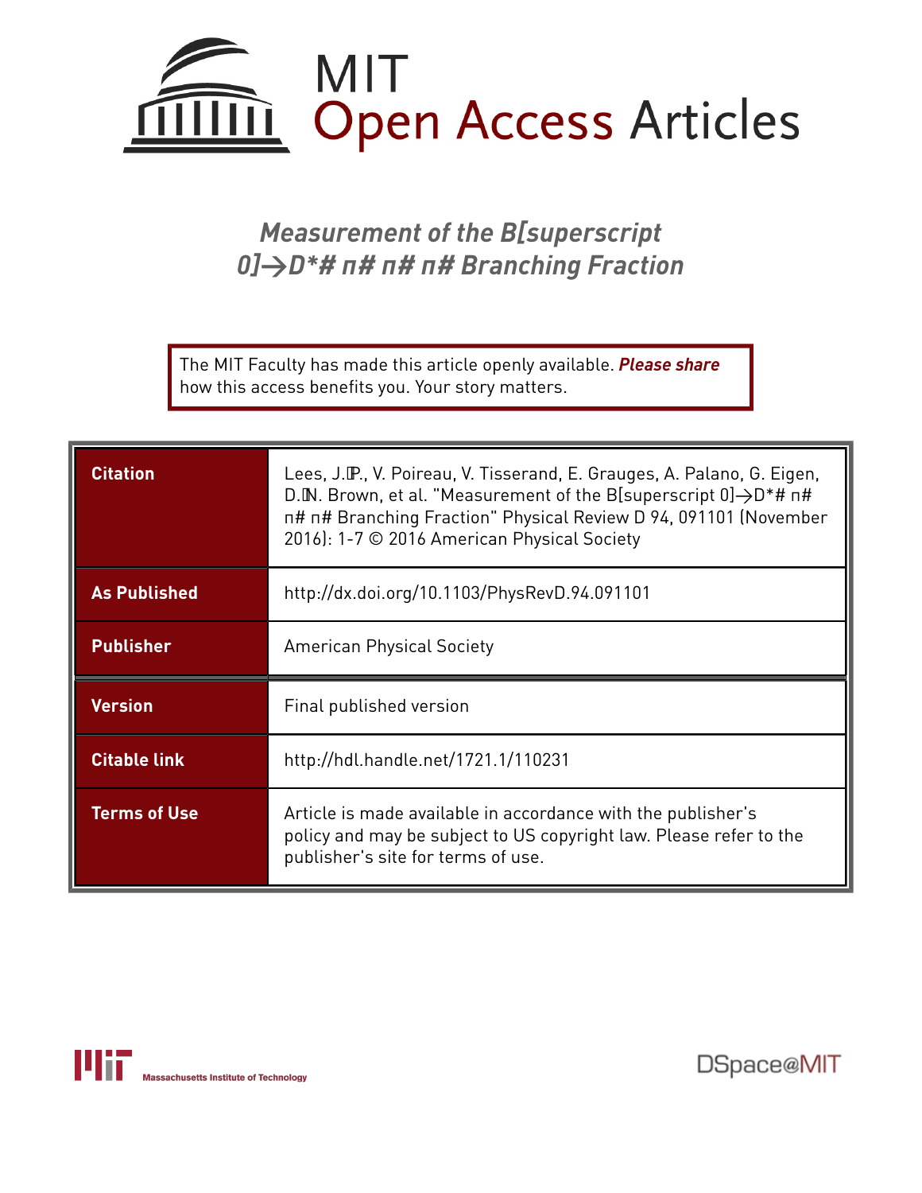# MIT Open Access Articles

## Measurement of the B[superscript 0]→D*# π# π# π# Branching Fraction

The MIT Faculty has made this article openly available. ***Please share*** how this access benefits you. Your story matters.

| | |
|---|---|
| **Citation** | Lees, J.P., V. Poireau, V. Tisserand, E. Grauges, A. Palano, G. Eigen, D.N. Brown, et al. "Measurement of the B[superscript 0]→D*# π# π# π# Branching Fraction" Physical Review D 94, 091101 (November 2016): 1-7 © 2016 American Physical Society |
| **As Published** | http://dx.doi.org/10.1103/PhysRevD.94.091101 |
| **Publisher** | American Physical Society |
| **Version** | Final published version |
| **Citable link** | http://hdl.handle.net/1721.1/110231 |
| **Terms of Use** | Article is made available in accordance with the publisher's policy and may be subject to US copyright law. Please refer to the publisher's site for terms of use. |

Massachusetts Institute of Technology

DSpace@MIT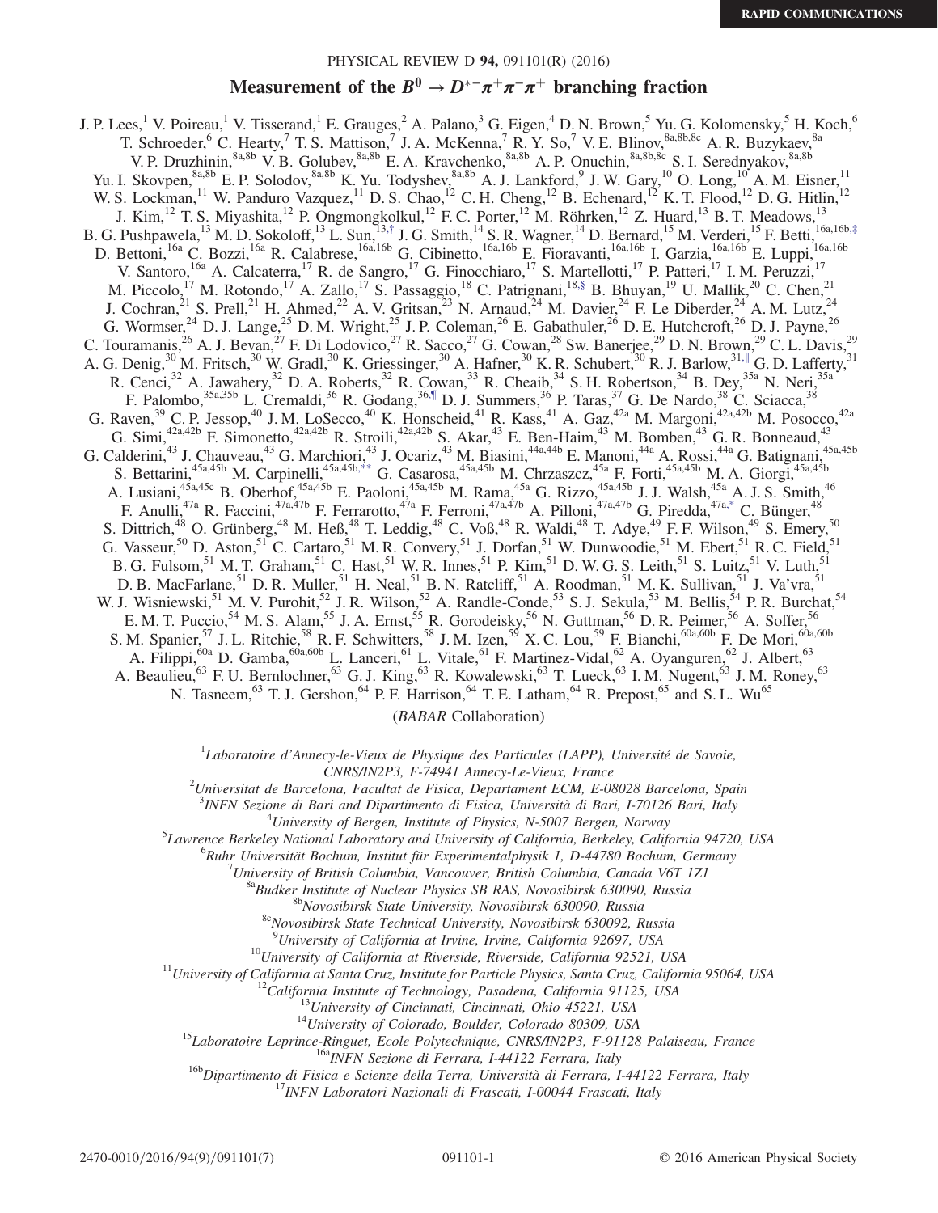# Measurement of the $B^0 \to D^{*-}\pi^+\pi^-\pi^+$ branching fraction

J. P. Lees,[1] V. Poireau,[1] V. Tisserand,[1] E. Grauges,[2] A. Palano,[3] G. Eigen,[4] D. N. Brown,[5] Yu. G. Kolomensky,[5] H. Koch,[6] T. Schroeder,[6] C. Hearty,[7] T. S. Mattison,[7] J. A. McKenna,[7] R. Y. So,[7] V. E. Blinov,[8a,8b,8c] A. R. Buzykaev,[8a] V. P. Druzhinin,[8a,8b] V. B. Golubev,[8a,8b] E. A. Kravchenko,[8a,8b] A. P. Onuchin,[8a,8b,8c] S. I. Serednyakov,[8a,8b] Yu. I. Skovpen,[8a,8b] E. P. Solodov,[8a,8b] K. Yu. Todyshev,[8a,8b] A. J. Lankford,[9] J. W. Gary,[10] O. Long,[10] A. M. Eisner,[11] W. S. Lockman,[11] W. Panduro Vazquez,[11] D. S. Chao,[12] C. H. Cheng,[12] B. Echenard,[12] K. T. Flood,[12] D. G. Hitlin,[12] J. Kim,[12] T. S. Miyashita,[12] P. Ongmongkolkul,[12] F. C. Porter,[12] M. Röhrken,[12] Z. Huard,[13] B. T. Meadows,[13] B. G. Pushpawela,[13] M. D. Sokoloff,[13] L. Sun,[13,†] J. G. Smith,[14] S. R. Wagner,[14] D. Bernard,[15] M. Verderi,[15] F. Betti,[16a,16b,‡] D. Bettoni,[16a] C. Bozzi,[16a] R. Calabrese,[16a,16b] G. Cibinetto,[16a,16b] E. Fioravanti,[16a,16b] I. Garzia,[16a,16b] E. Luppi,[16a,16b] V. Santoro,[16a] A. Calcaterra,[17] R. de Sangro,[17] G. Finocchiaro,[17] S. Martellotti,[17] P. Patteri,[17] I. M. Peruzzi,[17] M. Piccolo,[17] M. Rotondo,[17] A. Zallo,[17] S. Passaggio,[18] C. Patrignani,[18,§] B. Bhuyan,[19] U. Mallik,[20] C. Chen,[21] J. Cochran,[21] S. Prell,[21] H. Ahmed,[22] A. V. Gritsan,[23] N. Arnaud,[24] M. Davier,[24] F. Le Diberder,[24] A. M. Lutz,[24] G. Wormser,[24] D. J. Lange,[25] D. M. Wright,[25] J. P. Coleman,[26] E. Gabathuler,[26] D. E. Hutchcroft,[26] D. J. Payne,[26] C. Touramanis,[26] A. J. Bevan,[27] F. Di Lodovico,[27] R. Sacco,[27] G. Cowan,[28] Sw. Banerjee,[29] D. N. Brown,[29] C. L. Davis,[29] A. G. Denig,[30] M. Fritsch,[30] W. Gradl,[30] K. Griessinger,[30] A. Hafner,[30] K. R. Schubert,[30] R. J. Barlow,[31,∥] G. D. Lafferty,[31] R. Cenci,[32] A. Jawahery,[32] D. A. Roberts,[32] R. Cowan,[33] R. Cheaib,[34] S. H. Robertson,[34] B. Dey,[35a] N. Neri,[35a] F. Palombo,[35a,35b] L. Cremaldi,[36] R. Godang,[36,¶] D. J. Summers,[36] P. Taras,[37] G. De Nardo,[38] C. Sciacca,[38] G. Raven,[39] C. P. Jessop,[40] J. M. LoSecco,[40] K. Honscheid,[41] R. Kass,[41] A. Gaz,[42a] M. Margoni,[42a,42b] M. Posocco,[42a] G. Simi,[42a,42b] F. Simonetto,[42a,42b] R. Stroili,[42a,42b] S. Akar,[43] E. Ben-Haim,[43] M. Bomben,[43] G. R. Bonneaud,[43] G. Calderini,[43] J. Chauveau,[43] G. Marchiori,[43] J. Ocariz,[43] M. Biasini,[44a,44b] E. Manoni,[44a] A. Rossi,[44a] G. Batignani,[45a,45b] S. Bettarini,[45a,45b] M. Carpinelli,[45a,45b,**] G. Casarosa,[45a,45b] M. Chrzaszcz,[45a] F. Forti,[45a,45b] M. A. Giorgi,[45a,45b] A. Lusiani,[45a,45c] B. Oberhof,[45a,45b] E. Paoloni,[45a,45b] M. Rama,[45a] G. Rizzo,[45a,45b] J. J. Walsh,[45a] A. J. S. Smith,[46] F. Anulli,[47a] R. Faccini,[47a,47b] F. Ferrarotto,[47a] F. Ferroni,[47a,47b] A. Pilloni,[47a,47b] G. Piredda,[47a,*] C. Bünger,[48] S. Dittrich,[48] O. Grünberg,[48] M. Heß,[48] T. Leddig,[48] C. Voß,[48] R. Waldi,[48] T. Adye,[49] F. F. Wilson,[49] S. Emery,[50] G. Vasseur,[50] D. Aston,[51] C. Cartaro,[51] M. R. Convery,[51] J. Dorfan,[51] W. Dunwoodie,[51] M. Ebert,[51] R. C. Field,[51] B. G. Fulsom,[51] M. T. Graham,[51] C. Hast,[51] W. R. Innes,[51] P. Kim,[51] D. W. G. S. Leith,[51] S. Luitz,[51] V. Luth,[51] D. B. MacFarlane,[51] D. R. Muller,[51] H. Neal,[51] B. N. Ratcliff,[51] A. Roodman,[51] M. K. Sullivan,[51] J. Va'vra,[51] W. J. Wisniewski,[51] M. V. Purohit,[52] J. R. Wilson,[52] A. Randle-Conde,[53] S. J. Sekula,[53] M. Bellis,[54] P. R. Burchat,[54] E. M. T. Puccio,[54] M. S. Alam,[55] J. A. Ernst,[55] R. Gorodeisky,[56] N. Guttman,[56] D. R. Peimer,[56] A. Soffer,[56] S. M. Spanier,[57] J. L. Ritchie,[58] R. F. Schwitters,[58] J. M. Izen,[59] X. C. Lou,[59] F. Bianchi,[60a,60b] F. De Mori,[60a,60b] A. Filippi,[60a] D. Gamba,[60a,60b] L. Lanceri,[61] L. Vitale,[61] F. Martinez-Vidal,[62] A. Oyanguren,[62] J. Albert,[63] A. Beaulieu,[63] F. U. Bernlochner,[63] G. J. King,[63] R. Kowalewski,[63] T. Lueck,[63] I. M. Nugent,[63] J. M. Roney,[63] N. Tasneem,[63] T. J. Gershon,[64] P. F. Harrison,[64] T. E. Latham,[64] R. Prepost,[65] and S. L. Wu[65]

(*BABAR* Collaboration)

[1] *Laboratoire d'Annecy-le-Vieux de Physique des Particules (LAPP), Université de Savoie, CNRS/IN2P3, F-74941 Annecy-Le-Vieux, France*
[2] *Universitat de Barcelona, Facultat de Fisica, Departament ECM, E-08028 Barcelona, Spain*
[3] *INFN Sezione di Bari and Dipartimento di Fisica, Università di Bari, I-70126 Bari, Italy*
[4] *University of Bergen, Institute of Physics, N-5007 Bergen, Norway*
[5] *Lawrence Berkeley National Laboratory and University of California, Berkeley, California 94720, USA*
[6] *Ruhr Universität Bochum, Institut für Experimentalphysik 1, D-44780 Bochum, Germany*
[7] *University of British Columbia, Vancouver, British Columbia, Canada V6T 1Z1*
[8a] *Budker Institute of Nuclear Physics SB RAS, Novosibirsk 630090, Russia*
[8b] *Novosibirsk State University, Novosibirsk 630090, Russia*
[8c] *Novosibirsk State Technical University, Novosibirsk 630092, Russia*
[9] *University of California at Irvine, Irvine, California 92697, USA*
[10] *University of California at Riverside, Riverside, California 92521, USA*
[11] *University of California at Santa Cruz, Institute for Particle Physics, Santa Cruz, California 95064, USA*
[12] *California Institute of Technology, Pasadena, California 91125, USA*
[13] *University of Cincinnati, Cincinnati, Ohio 45221, USA*
[14] *University of Colorado, Boulder, Colorado 80309, USA*
[15] *Laboratoire Leprince-Ringuet, Ecole Polytechnique, CNRS/IN2P3, F-91128 Palaiseau, France*
[16a] *INFN Sezione di Ferrara, I-44122 Ferrara, Italy*
[16b] *Dipartimento di Fisica e Scienze della Terra, Università di Ferrara, I-44122 Ferrara, Italy*
[17] *INFN Laboratori Nazionali di Frascati, I-00044 Frascati, Italy*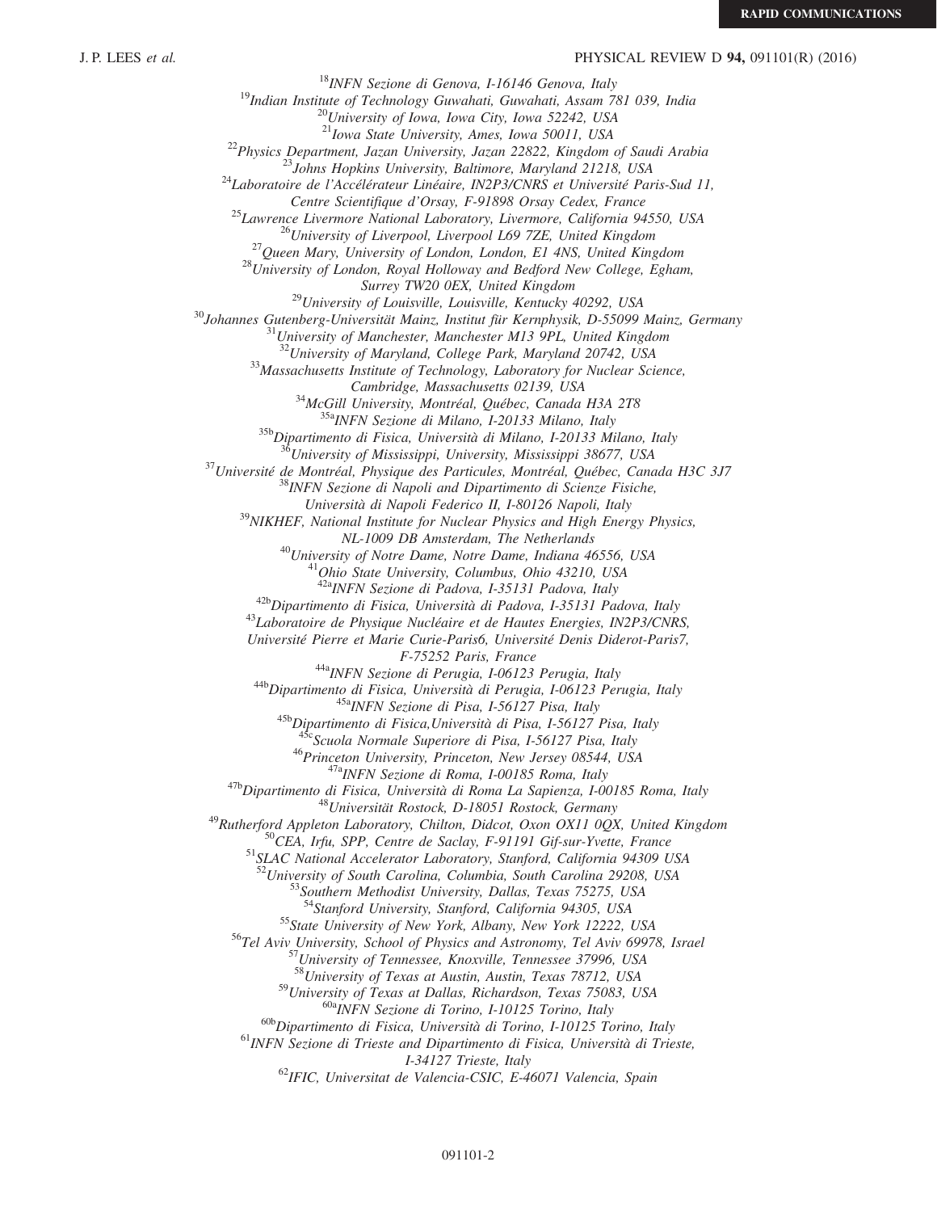[18]INFN Sezione di Genova, I-16146 Genova, Italy  
[19]Indian Institute of Technology Guwahati, Guwahati, Assam 781 039, India  
[20]University of Iowa, Iowa City, Iowa 52242, USA  
[21]Iowa State University, Ames, Iowa 50011, USA  
[22]Physics Department, Jazan University, Jazan 22822, Kingdom of Saudi Arabia  
[23]Johns Hopkins University, Baltimore, Maryland 21218, USA  
[24]Laboratoire de l'Accélérateur Linéaire, IN2P3/CNRS et Université Paris-Sud 11, Centre Scientifique d'Orsay, F-91898 Orsay Cedex, France  
[25]Lawrence Livermore National Laboratory, Livermore, California 94550, USA  
[26]University of Liverpool, Liverpool L69 7ZE, United Kingdom  
[27]Queen Mary, University of London, London, E1 4NS, United Kingdom  
[28]University of London, Royal Holloway and Bedford New College, Egham, Surrey TW20 0EX, United Kingdom  
[29]University of Louisville, Louisville, Kentucky 40292, USA  
[30]Johannes Gutenberg-Universität Mainz, Institut für Kernphysik, D-55099 Mainz, Germany  
[31]University of Manchester, Manchester M13 9PL, United Kingdom  
[32]University of Maryland, College Park, Maryland 20742, USA  
[33]Massachusetts Institute of Technology, Laboratory for Nuclear Science, Cambridge, Massachusetts 02139, USA  
[34]McGill University, Montréal, Québec, Canada H3A 2T8  
[35a]INFN Sezione di Milano, I-20133 Milano, Italy  
[35b]Dipartimento di Fisica, Università di Milano, I-20133 Milano, Italy  
[36]University of Mississippi, University, Mississippi 38677, USA  
[37]Université de Montréal, Physique des Particules, Montréal, Québec, Canada H3C 3J7  
[38]INFN Sezione di Napoli and Dipartimento di Scienze Fisiche, Università di Napoli Federico II, I-80126 Napoli, Italy  
[39]NIKHEF, National Institute for Nuclear Physics and High Energy Physics, NL-1009 DB Amsterdam, The Netherlands  
[40]University of Notre Dame, Notre Dame, Indiana 46556, USA  
[41]Ohio State University, Columbus, Ohio 43210, USA  
[42a]INFN Sezione di Padova, I-35131 Padova, Italy  
[42b]Dipartimento di Fisica, Università di Padova, I-35131 Padova, Italy  
[43]Laboratoire de Physique Nucléaire et de Hautes Energies, IN2P3/CNRS, Université Pierre et Marie Curie-Paris6, Université Denis Diderot-Paris7, F-75252 Paris, France  
[44a]INFN Sezione di Perugia, I-06123 Perugia, Italy  
[44b]Dipartimento di Fisica, Università di Perugia, I-06123 Perugia, Italy  
[45a]INFN Sezione di Pisa, I-56127 Pisa, Italy  
[45b]Dipartimento di Fisica,Università di Pisa, I-56127 Pisa, Italy  
[45c]Scuola Normale Superiore di Pisa, I-56127 Pisa, Italy  
[46]Princeton University, Princeton, New Jersey 08544, USA  
[47a]INFN Sezione di Roma, I-00185 Roma, Italy  
[47b]Dipartimento di Fisica, Università di Roma La Sapienza, I-00185 Roma, Italy  
[48]Universität Rostock, D-18051 Rostock, Germany  
[49]Rutherford Appleton Laboratory, Chilton, Didcot, Oxon OX11 0QX, United Kingdom  
[50]CEA, Irfu, SPP, Centre de Saclay, F-91191 Gif-sur-Yvette, France  
[51]SLAC National Accelerator Laboratory, Stanford, California 94309 USA  
[52]University of South Carolina, Columbia, South Carolina 29208, USA  
[53]Southern Methodist University, Dallas, Texas 75275, USA  
[54]Stanford University, Stanford, California 94305, USA  
[55]State University of New York, Albany, New York 12222, USA  
[56]Tel Aviv University, School of Physics and Astronomy, Tel Aviv 69978, Israel  
[57]University of Tennessee, Knoxville, Tennessee 37996, USA  
[58]University of Texas at Austin, Austin, Texas 78712, USA  
[59]University of Texas at Dallas, Richardson, Texas 75083, USA  
[60a]INFN Sezione di Torino, I-10125 Torino, Italy  
[60b]Dipartimento di Fisica, Università di Torino, I-10125 Torino, Italy  
[61]INFN Sezione di Trieste and Dipartimento di Fisica, Università di Trieste, I-34127 Trieste, Italy  
[62]IFIC, Universitat de Valencia-CSIC, E-46071 Valencia, Spain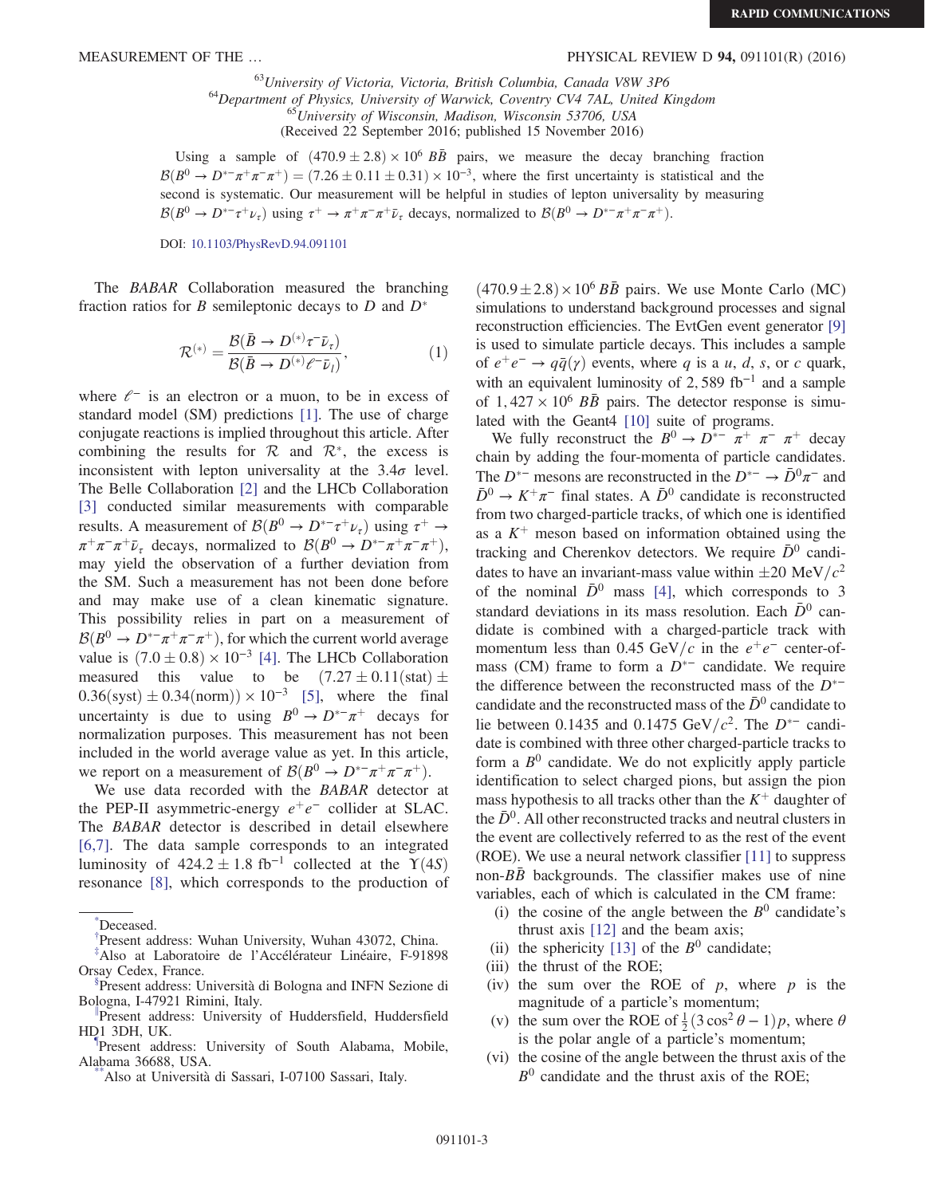[63]University of Victoria, Victoria, British Columbia, Canada V8W 3P6
[64]Department of Physics, University of Warwick, Coventry CV4 7AL, United Kingdom
[65]University of Wisconsin, Madison, Wisconsin 53706, USA

(Received 22 September 2016; published 15 November 2016)

Using a sample of $(470.9 \pm 2.8) \times 10^6$ $B\bar{B}$ pairs, we measure the decay branching fraction $\mathcal{B}(B^0 \to D^{*-}\pi^+\pi^-\pi^+) = (7.26 \pm 0.11 \pm 0.31) \times 10^{-3}$, where the first uncertainty is statistical and the second is systematic. Our measurement will be helpful in studies of lepton universality by measuring $\mathcal{B}(B^0 \to D^{*-}\tau^+\nu_\tau)$ using $\tau^+ \to \pi^+\pi^-\pi^+\bar{\nu}_\tau$ decays, normalized to $\mathcal{B}(B^0 \to D^{*-}\pi^+\pi^-\pi^+)$.

DOI: 10.1103/PhysRevD.94.091101

The *BABAR* Collaboration measured the branching fraction ratios for $B$ semileptonic decays to $D$ and $D^*$

$$\mathcal{R}^{(*)} = \frac{\mathcal{B}(\bar{B} \to D^{(*)}\tau^-\bar{\nu}_\tau)}{\mathcal{B}(\bar{B} \to D^{(*)}\ell^-\bar{\nu}_l)}, \tag{1}$$

where $\ell^-$ is an electron or a muon, to be in excess of standard model (SM) predictions [1]. The use of charge conjugate reactions is implied throughout this article. After combining the results for $\mathcal{R}$ and $\mathcal{R}^*$, the excess is inconsistent with lepton universality at the $3.4\sigma$ level. The Belle Collaboration [2] and the LHCb Collaboration [3] conducted similar measurements with comparable results. A measurement of $\mathcal{B}(B^0 \to D^{*-}\tau^+\nu_\tau)$ using $\tau^+ \to \pi^+\pi^-\pi^+\bar{\nu}_\tau$ decays, normalized to $\mathcal{B}(B^0 \to D^{*-}\pi^+\pi^-\pi^+)$, may yield the observation of a further deviation from the SM. Such a measurement has not been done before and may make use of a clean kinematic signature. This possibility relies in part on a measurement of $\mathcal{B}(B^0 \to D^{*-}\pi^+\pi^-\pi^+)$, for which the current world average value is $(7.0 \pm 0.8) \times 10^{-3}$ [4]. The LHCb Collaboration measured this value to be $(7.27 \pm 0.11(\text{stat}) \pm 0.36(\text{syst}) \pm 0.34(\text{norm})) \times 10^{-3}$ [5], where the final uncertainty is due to using $B^0 \to D^{*-}\pi^+$ decays for normalization purposes. This measurement has not been included in the world average value as yet. In this article, we report on a measurement of $\mathcal{B}(B^0 \to D^{*-}\pi^+\pi^-\pi^+)$.

We use data recorded with the *BABAR* detector at the PEP-II asymmetric-energy $e^+e^-$ collider at SLAC. The *BABAR* detector is described in detail elsewhere [6,7]. The data sample corresponds to an integrated luminosity of $424.2 \pm 1.8$ fb$^{-1}$ collected at the $\Upsilon(4S)$ resonance [8], which corresponds to the production of $(470.9 \pm 2.8) \times 10^6$ $B\bar{B}$ pairs. We use Monte Carlo (MC) simulations to understand background processes and signal reconstruction efficiencies. The EvtGen event generator [9] is used to simulate particle decays. This includes a sample of $e^+e^- \to q\bar{q}(\gamma)$ events, where $q$ is a $u$, $d$, $s$, or $c$ quark, with an equivalent luminosity of 2,589 fb$^{-1}$ and a sample of $1,427 \times 10^6$ $B\bar{B}$ pairs. The detector response is simulated with the Geant4 [10] suite of programs.

We fully reconstruct the $B^0 \to D^{*-}\pi^+\pi^-\pi^+$ decay chain by adding the four-momenta of particle candidates. The $D^{*-}$ mesons are reconstructed in the $D^{*-} \to \bar{D}^0\pi^-$ and $\bar{D}^0 \to K^+\pi^-$ final states. A $\bar{D}^0$ candidate is reconstructed from two charged-particle tracks, of which one is identified as a $K^+$ meson based on information obtained using the tracking and Cherenkov detectors. We require $\bar{D}^0$ candidates to have an invariant-mass value within $\pm 20$ MeV$/c^2$ of the nominal $\bar{D}^0$ mass [4], which corresponds to 3 standard deviations in its mass resolution. Each $\bar{D}^0$ candidate is combined with a charged-particle track with momentum less than 0.45 GeV$/c$ in the $e^+e^-$ center-of-mass (CM) frame to form a $D^{*-}$ candidate. We require the difference between the reconstructed mass of the $D^{*-}$ candidate and the reconstructed mass of the $\bar{D}^0$ candidate to lie between 0.1435 and 0.1475 GeV$/c^2$. The $D^{*-}$ candidate is combined with three other charged-particle tracks to form a $B^0$ candidate. We do not explicitly apply particle identification to select charged pions, but assign the pion mass hypothesis to all tracks other than the $K^+$ daughter of the $\bar{D}^0$. All other reconstructed tracks and neutral clusters in the event are collectively referred to as the rest of the event (ROE). We use a neural network classifier [11] to suppress non-$B\bar{B}$ backgrounds. The classifier makes use of nine variables, each of which is calculated in the CM frame:

(i) the cosine of the angle between the $B^0$ candidate's thrust axis [12] and the beam axis;
(ii) the sphericity [13] of the $B^0$ candidate;
(iii) the thrust of the ROE;
(iv) the sum over the ROE of $p$, where $p$ is the magnitude of a particle's momentum;
(v) the sum over the ROE of $\frac{1}{2}(3\cos^2\theta - 1)p$, where $\theta$ is the polar angle of a particle's momentum;
(vi) the cosine of the angle between the thrust axis of the $B^0$ candidate and the thrust axis of the ROE;

---

*Deceased.
†Present address: Wuhan University, Wuhan 43072, China.
‡Also at Laboratoire de l'Accélérateur Linéaire, F-91898 Orsay Cedex, France.
§Present address: Università di Bologna and INFN Sezione di Bologna, I-47921 Rimini, Italy.
‖Present address: University of Huddersfield, Huddersfield HD1 3DH, UK.
¶Present address: University of South Alabama, Mobile, Alabama 36688, USA.
**Also at Università di Sassari, I-07100 Sassari, Italy.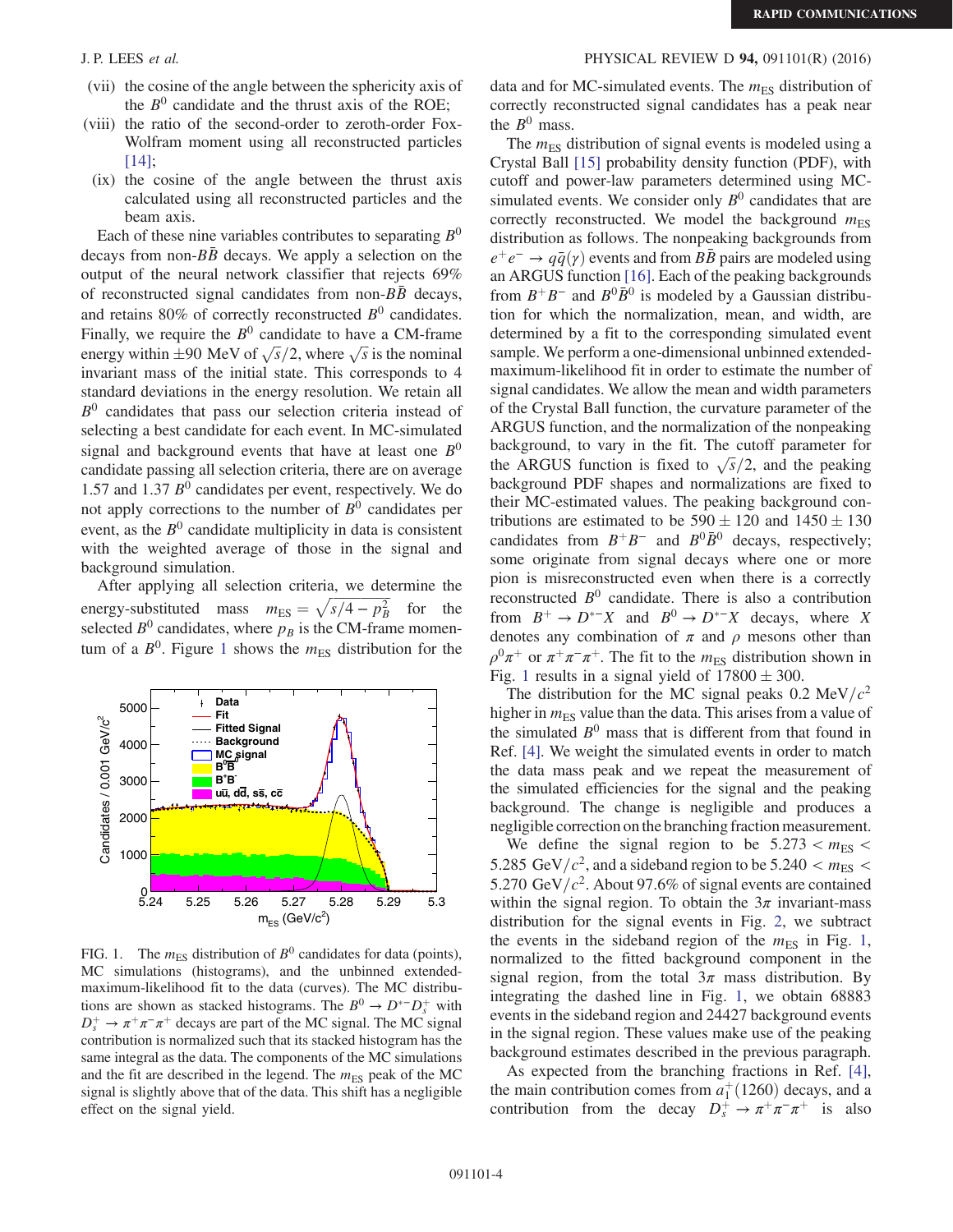(vii) the cosine of the angle between the sphericity axis of the $B^0$ candidate and the thrust axis of the ROE;

(viii) the ratio of the second-order to zeroth-order Fox-Wolfram moment using all reconstructed particles [14];

(ix) the cosine of the angle between the thrust axis calculated using all reconstructed particles and the beam axis.

Each of these nine variables contributes to separating $B^0$ decays from non-$B\bar{B}$ decays. We apply a selection on the output of the neural network classifier that rejects 69% of reconstructed signal candidates from non-$B\bar{B}$ decays, and retains 80% of correctly reconstructed $B^0$ candidates. Finally, we require the $B^0$ candidate to have a CM-frame energy within $\pm 90$ MeV of $\sqrt{s}/2$, where $\sqrt{s}$ is the nominal invariant mass of the initial state. This corresponds to 4 standard deviations in the energy resolution. We retain all $B^0$ candidates that pass our selection criteria instead of selecting a best candidate for each event. In MC-simulated signal and background events that have at least one $B^0$ candidate passing all selection criteria, there are on average 1.57 and 1.37 $B^0$ candidates per event, respectively. We do not apply corrections to the number of $B^0$ candidates per event, as the $B^0$ candidate multiplicity in data is consistent with the weighted average of those in the signal and background simulation.

After applying all selection criteria, we determine the energy-substituted mass $m_{\mathrm{ES}} = \sqrt{s/4 - p_B^2}$ for the selected $B^0$ candidates, where $p_B$ is the CM-frame momentum of a $B^0$. Figure 1 shows the $m_{\mathrm{ES}}$ distribution for the data and for MC-simulated events. The $m_{\mathrm{ES}}$ distribution of correctly reconstructed signal candidates has a peak near the $B^0$ mass.

FIG. 1. The $m_{\mathrm{ES}}$ distribution of $B^0$ candidates for data (points), MC simulations (histograms), and the unbinned extended-maximum-likelihood fit to the data (curves). The MC distributions are shown as stacked histograms. The $B^0 \to D^{*-}D_s^+$ with $D_s^+ \to \pi^+\pi^-\pi^+$ decays are part of the MC signal. The MC signal contribution is normalized such that its stacked histogram has the same integral as the data. The components of the MC simulations and the fit are described in the legend. The $m_{\mathrm{ES}}$ peak of the MC signal is slightly above that of the data. This shift has a negligible effect on the signal yield.

The $m_{\mathrm{ES}}$ distribution of signal events is modeled using a Crystal Ball [15] probability density function (PDF), with cutoff and power-law parameters determined using MC-simulated events. We consider only $B^0$ candidates that are correctly reconstructed. We model the background $m_{\mathrm{ES}}$ distribution as follows. The nonpeaking backgrounds from $e^+e^- \to q\bar{q}(\gamma)$ events and from $B\bar{B}$ pairs are modeled using an ARGUS function [16]. Each of the peaking backgrounds from $B^+B^-$ and $B^0\bar{B}^0$ is modeled by a Gaussian distribution for which the normalization, mean, and width, are determined by a fit to the corresponding simulated event sample. We perform a one-dimensional unbinned extended-maximum-likelihood fit in order to estimate the number of signal candidates. We allow the mean and width parameters of the Crystal Ball function, the curvature parameter of the ARGUS function, and the normalization of the nonpeaking background, to vary in the fit. The cutoff parameter for the ARGUS function is fixed to $\sqrt{s}/2$, and the peaking background PDF shapes and normalizations are fixed to their MC-estimated values. The peaking background contributions are estimated to be $590 \pm 120$ and $1450 \pm 130$ candidates from $B^+B^-$ and $B^0\bar{B}^0$ decays, respectively; some originate from signal decays where one or more pion is misreconstructed even when there is a correctly reconstructed $B^0$ candidate. There is also a contribution from $B^+ \to D^{*-}X$ and $B^0 \to D^{*-}X$ decays, where $X$ denotes any combination of $\pi$ and $\rho$ mesons other than $\rho^0\pi^+$ or $\pi^+\pi^-\pi^+$. The fit to the $m_{\mathrm{ES}}$ distribution shown in Fig. 1 results in a signal yield of $17800 \pm 300$.

The distribution for the MC signal peaks 0.2 MeV/$c^2$ higher in $m_{\mathrm{ES}}$ value than the data. This arises from a value of the simulated $B^0$ mass that is different from that found in Ref. [4]. We weight the simulated events in order to match the data mass peak and we repeat the measurement of the simulated efficiencies for the signal and the peaking background. The change is negligible and produces a negligible correction on the branching fraction measurement.

We define the signal region to be $5.273 < m_{\mathrm{ES}} < 5.285$ GeV/$c^2$, and a sideband region to be $5.240 < m_{\mathrm{ES}} < 5.270$ GeV/$c^2$. About 97.6% of signal events are contained within the signal region. To obtain the $3\pi$ invariant-mass distribution for the signal events in Fig. 2, we subtract the events in the sideband region of the $m_{\mathrm{ES}}$ in Fig. 1, normalized to the fitted background component in the signal region, from the total $3\pi$ mass distribution. By integrating the dashed line in Fig. 1, we obtain 68883 events in the sideband region and 24427 background events in the signal region. These values make use of the peaking background estimates described in the previous paragraph.

As expected from the branching fractions in Ref. [4], the main contribution comes from $a_1^+(1260)$ decays, and a contribution from the decay $D_s^+ \to \pi^+\pi^-\pi^+$ is also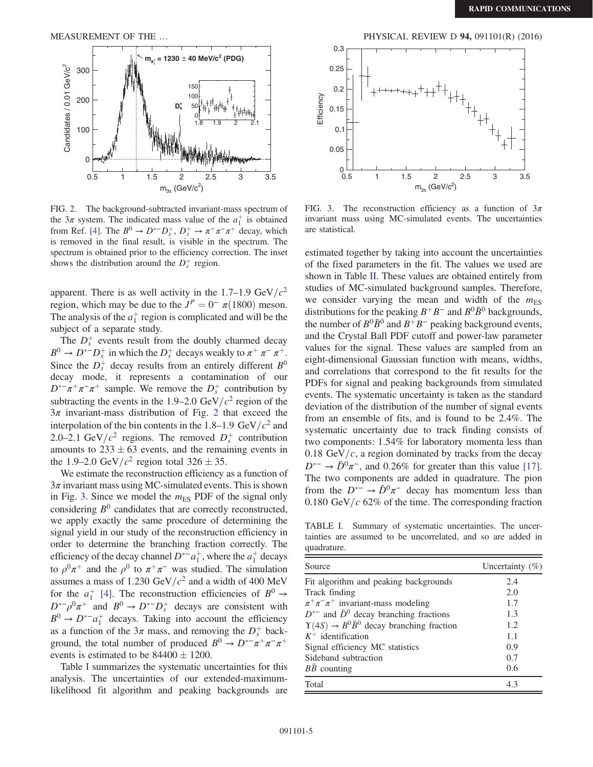FIG. 2. The background-subtracted invariant-mass spectrum of the $3\pi$ system. The indicated mass value of the $a_1^+$ is obtained from Ref. [4]. The $B^0 \to D^{*-} D_s^+$, $D_s^+ \to \pi^+\pi^-\pi^+$ decay, which is removed in the final result, is visible in the spectrum. The spectrum is obtained prior to the efficiency correction. The inset shows the distribution around the $D_s^+$ region.

FIG. 3. The reconstruction efficiency as a function of $3\pi$ invariant mass using MC-simulated events. The uncertainties are statistical.

apparent. There is as well activity in the 1.7–1.9 $\mathrm{GeV}/c^2$ region, which may be due to the $J^P = 0^-$ $\pi(1800)$ meson. The analysis of the $a_1^+$ region is complicated and will be the subject of a separate study.

The $D_s^+$ events result from the doubly charmed decay $B^0 \to D^{*-} D_s^+$ in which the $D_s^+$ decays weakly to $\pi^+\pi^-\pi^+$. Since the $D_s^+$ decay results from an entirely different $B^0$ decay mode, it represents a contamination of our $D^{*-}\pi^+\pi^-\pi^+$ sample. We remove the $D_s^+$ contribution by subtracting the events in the 1.9–2.0 $\mathrm{GeV}/c^2$ region of the $3\pi$ invariant-mass distribution of Fig. 2 that exceed the interpolation of the bin contents in the 1.8–1.9 $\mathrm{GeV}/c^2$ and 2.0–2.1 $\mathrm{GeV}/c^2$ regions. The removed $D_s^+$ contribution amounts to $233 \pm 63$ events, and the remaining events in the 1.9–2.0 $\mathrm{GeV}/c^2$ region total $326 \pm 35$.

We estimate the reconstruction efficiency as a function of $3\pi$ invariant mass using MC-simulated events. This is shown in Fig. 3. Since we model the $m_{\mathrm{ES}}$ PDF of the signal only considering $B^0$ candidates that are correctly reconstructed, we apply exactly the same procedure of determining the signal yield in our study of the reconstruction efficiency in order to determine the branching fraction correctly. The efficiency of the decay channel $D^{*-} a_1^+$, where the $a_1^+$ decays to $\rho^0\pi^+$ and the $\rho^0$ to $\pi^+\pi^-$ was studied. The simulation assumes a mass of 1.230 $\mathrm{GeV}/c^2$ and a width of 400 MeV for the $a_1^+$ [4]. The reconstruction efficiencies of $B^0 \to D^{*-}\rho^0\pi^+$ and $B^0 \to D^{*-} D_s^+$ decays are consistent with $B^0 \to D^{*-} a_1^+$ decays. Taking into account the efficiency as a function of the $3\pi$ mass, and removing the $D_s^+$ background, the total number of produced $B^0 \to D^{*-}\pi^+\pi^-\pi^+$ events is estimated to be $84400 \pm 1200$.

Table I summarizes the systematic uncertainties for this analysis. The uncertainties of our extended-maximum-likelihood fit algorithm and peaking backgrounds are estimated together by taking into account the uncertainties of the fixed parameters in the fit. The values we used are shown in Table II. These values are obtained entirely from studies of MC-simulated background samples. Therefore, we consider varying the mean and width of the $m_{\mathrm{ES}}$ distributions for the peaking $B^+B^-$ and $B^0\bar{B}^0$ backgrounds, the number of $B^0\bar{B}^0$ and $B^+B^-$ peaking background events, and the Crystal Ball PDF cutoff and power-law parameter values for the signal. These values are sampled from an eight-dimensional Gaussian function with means, widths, and correlations that correspond to the fit results for the PDFs for signal and peaking backgrounds from simulated events. The systematic uncertainty is taken as the standard deviation of the distribution of the number of signal events from an ensemble of fits, and is found to be 2.4%. The systematic uncertainty due to track finding consists of two components: 1.54% for laboratory momenta less than 0.18 $\mathrm{GeV}/c$, a region dominated by tracks from the decay $D^{*-} \to \bar{D}^0\pi^-$, and 0.26% for greater than this value [17]. The two components are added in quadrature. The pion from the $D^{*-} \to \bar{D}^0\pi^-$ decay has momentum less than 0.180 $\mathrm{GeV}/c$ 62% of the time. The corresponding fraction

TABLE I. Summary of systematic uncertainties. The uncertainties are assumed to be uncorrelated, and so are added in quadrature.

| Source | Uncertainty (%) |
|---|---|
| Fit algorithm and peaking backgrounds | 2.4 |
| Track finding | 2.0 |
| $\pi^+\pi^-\pi^+$ invariant-mass modeling | 1.7 |
| $D^{*-}$ and $\bar{D}^0$ decay branching fractions | 1.3 |
| $\Upsilon(4S) \to B^0\bar{B}^0$ decay branching fraction | 1.2 |
| $K^+$ identification | 1.1 |
| Signal efficiency MC statistics | 0.9 |
| Sideband subtraction | 0.7 |
| $B\bar{B}$ counting | 0.6 |
| Total | 4.3 |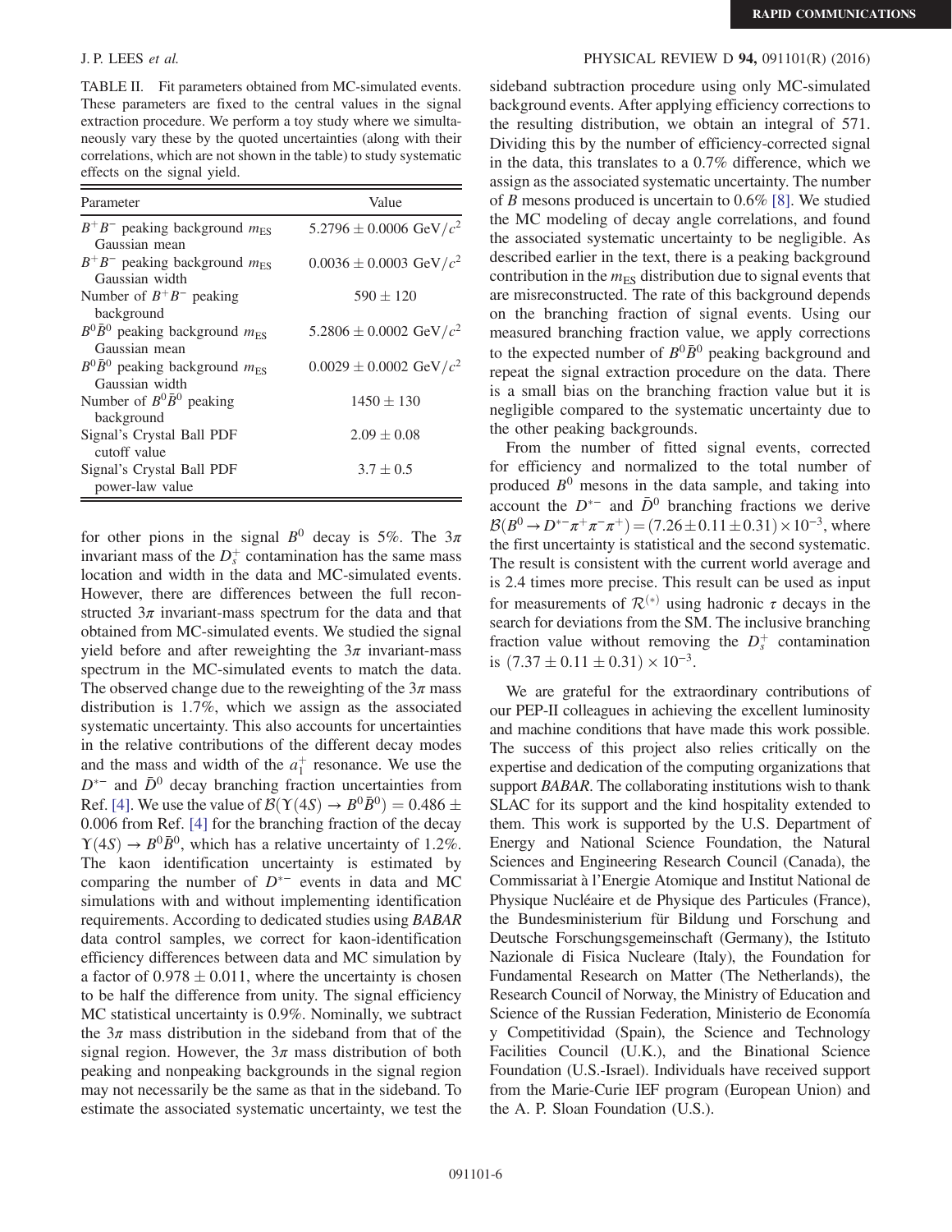TABLE II. Fit parameters obtained from MC-simulated events. These parameters are fixed to the central values in the signal extraction procedure. We perform a toy study where we simultaneously vary these by the quoted uncertainties (along with their correlations, which are not shown in the table) to study systematic effects on the signal yield.

| Parameter | Value |
| --- | --- |
| $B^+B^-$ peaking background $m_{\mathrm{ES}}$ Gaussian mean | $5.2796 \pm 0.0006$ GeV/$c^2$ |
| $B^+B^-$ peaking background $m_{\mathrm{ES}}$ Gaussian width | $0.0036 \pm 0.0003$ GeV/$c^2$ |
| Number of $B^+B^-$ peaking background | $590 \pm 120$ |
| $B^0\bar{B}^0$ peaking background $m_{\mathrm{ES}}$ Gaussian mean | $5.2806 \pm 0.0002$ GeV/$c^2$ |
| $B^0\bar{B}^0$ peaking background $m_{\mathrm{ES}}$ Gaussian width | $0.0029 \pm 0.0002$ GeV/$c^2$ |
| Number of $B^0\bar{B}^0$ peaking background | $1450 \pm 130$ |
| Signal's Crystal Ball PDF cutoff value | $2.09 \pm 0.08$ |
| Signal's Crystal Ball PDF power-law value | $3.7 \pm 0.5$ |

for other pions in the signal $B^0$ decay is 5%. The $3\pi$ invariant mass of the $D_s^+$ contamination has the same mass location and width in the data and MC-simulated events. However, there are differences between the full reconstructed $3\pi$ invariant-mass spectrum for the data and that obtained from MC-simulated events. We studied the signal yield before and after reweighting the $3\pi$ invariant-mass spectrum in the MC-simulated events to match the data. The observed change due to the reweighting of the $3\pi$ mass distribution is 1.7%, which we assign as the associated systematic uncertainty. This also accounts for uncertainties in the relative contributions of the different decay modes and the mass and width of the $a_1^+$ resonance. We use the $D^{*-}$ and $\bar{D}^0$ decay branching fraction uncertainties from Ref. [4]. We use the value of $\mathcal{B}(\Upsilon(4S) \to B^0\bar{B}^0) = 0.486 \pm 0.006$ from Ref. [4] for the branching fraction of the decay $\Upsilon(4S) \to B^0\bar{B}^0$, which has a relative uncertainty of 1.2%. The kaon identification uncertainty is estimated by comparing the number of $D^{*-}$ events in data and MC simulations with and without implementing identification requirements. According to dedicated studies using *BABAR* data control samples, we correct for kaon-identification efficiency differences between data and MC simulation by a factor of $0.978 \pm 0.011$, where the uncertainty is chosen to be half the difference from unity. The signal efficiency MC statistical uncertainty is 0.9%. Nominally, we subtract the $3\pi$ mass distribution in the sideband from that of the signal region. However, the $3\pi$ mass distribution of both peaking and nonpeaking backgrounds in the signal region may not necessarily be the same as that in the sideband. To estimate the associated systematic uncertainty, we test the sideband subtraction procedure using only MC-simulated background events. After applying efficiency corrections to the resulting distribution, we obtain an integral of 571. Dividing this by the number of efficiency-corrected signal in the data, this translates to a 0.7% difference, which we assign as the associated systematic uncertainty. The number of $B$ mesons produced is uncertain to 0.6% [8]. We studied the MC modeling of decay angle correlations, and found the associated systematic uncertainty to be negligible. As described earlier in the text, there is a peaking background contribution in the $m_{\mathrm{ES}}$ distribution due to signal events that are misreconstructed. The rate of this background depends on the branching fraction of signal events. Using our measured branching fraction value, we apply corrections to the expected number of $B^0\bar{B}^0$ peaking background and repeat the signal extraction procedure on the data. There is a small bias on the branching fraction value but it is negligible compared to the systematic uncertainty due to the other peaking backgrounds.

From the number of fitted signal events, corrected for efficiency and normalized to the total number of produced $B^0$ mesons in the data sample, and taking into account the $D^{*-}$ and $\bar{D}^0$ branching fractions we derive $\mathcal{B}(B^0 \to D^{*-}\pi^+\pi^-\pi^+) = (7.26 \pm 0.11 \pm 0.31) \times 10^{-3}$, where the first uncertainty is statistical and the second systematic. The result is consistent with the current world average and is 2.4 times more precise. This result can be used as input for measurements of $\mathcal{R}^{(*)}$ using hadronic $\tau$ decays in the search for deviations from the SM. The inclusive branching fraction value without removing the $D_s^+$ contamination is $(7.37 \pm 0.11 \pm 0.31) \times 10^{-3}$.

We are grateful for the extraordinary contributions of our PEP-II colleagues in achieving the excellent luminosity and machine conditions that have made this work possible. The success of this project also relies critically on the expertise and dedication of the computing organizations that support *BABAR*. The collaborating institutions wish to thank SLAC for its support and the kind hospitality extended to them. This work is supported by the U.S. Department of Energy and National Science Foundation, the Natural Sciences and Engineering Research Council (Canada), the Commissariat à l'Energie Atomique and Institut National de Physique Nucléaire et de Physique des Particules (France), the Bundesministerium für Bildung und Forschung and Deutsche Forschungsgemeinschaft (Germany), the Istituto Nazionale di Fisica Nucleare (Italy), the Foundation for Fundamental Research on Matter (The Netherlands), the Research Council of Norway, the Ministry of Education and Science of the Russian Federation, Ministerio de Economía y Competitividad (Spain), the Science and Technology Facilities Council (U.K.), and the Binational Science Foundation (U.S.-Israel). Individuals have received support from the Marie-Curie IEF program (European Union) and the A. P. Sloan Foundation (U.S.).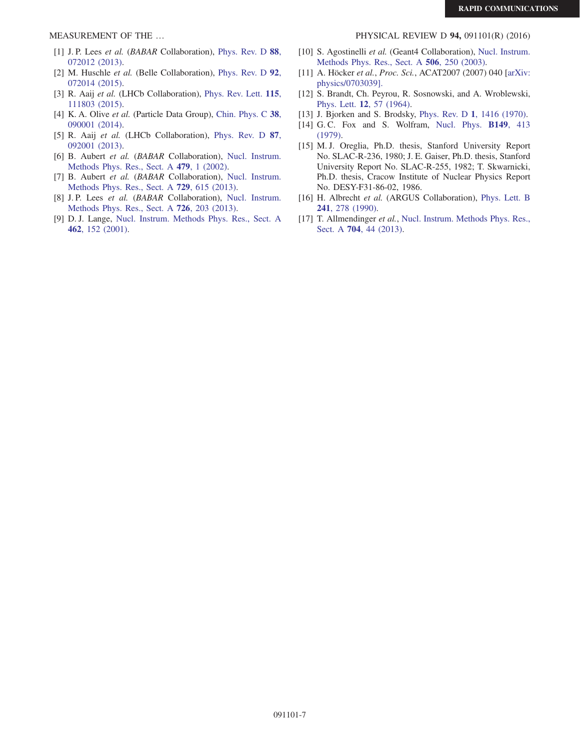[1] J. P. Lees *et al.* (*BABAR* Collaboration), Phys. Rev. D **88**, 072012 (2013).

[2] M. Huschle *et al.* (Belle Collaboration), Phys. Rev. D **92**, 072014 (2015).

[3] R. Aaij *et al.* (LHCb Collaboration), Phys. Rev. Lett. **115**, 111803 (2015).

[4] K. A. Olive *et al.* (Particle Data Group), Chin. Phys. C **38**, 090001 (2014).

[5] R. Aaij *et al.* (LHCb Collaboration), Phys. Rev. D **87**, 092001 (2013).

[6] B. Aubert *et al.* (*BABAR* Collaboration), Nucl. Instrum. Methods Phys. Res., Sect. A **479**, 1 (2002).

[7] B. Aubert *et al.* (*BABAR* Collaboration), Nucl. Instrum. Methods Phys. Res., Sect. A **729**, 615 (2013).

[8] J. P. Lees *et al.* (*BABAR* Collaboration), Nucl. Instrum. Methods Phys. Res., Sect. A **726**, 203 (2013).

[9] D. J. Lange, Nucl. Instrum. Methods Phys. Res., Sect. A **462**, 152 (2001).

[10] S. Agostinelli *et al.* (Geant4 Collaboration), Nucl. Instrum. Methods Phys. Res., Sect. A **506**, 250 (2003).

[11] A. Höcker *et al.*, *Proc. Sci.*, ACAT2007 (2007) 040 [arXiv: physics/0703039].

[12] S. Brandt, Ch. Peyrou, R. Sosnowski, and A. Wroblewski, Phys. Lett. **12**, 57 (1964).

[13] J. Bjorken and S. Brodsky, Phys. Rev. D **1**, 1416 (1970).

[14] G. C. Fox and S. Wolfram, Nucl. Phys. **B149**, 413 (1979).

[15] M. J. Oreglia, Ph.D. thesis, Stanford University Report No. SLAC-R-236, 1980; J. E. Gaiser, Ph.D. thesis, Stanford University Report No. SLAC-R-255, 1982; T. Skwarnicki, Ph.D. thesis, Cracow Institute of Nuclear Physics Report No. DESY-F31-86-02, 1986.

[16] H. Albrecht *et al.* (ARGUS Collaboration), Phys. Lett. B **241**, 278 (1990).

[17] T. Allmendinger *et al.*, Nucl. Instrum. Methods Phys. Res., Sect. A **704**, 44 (2013).